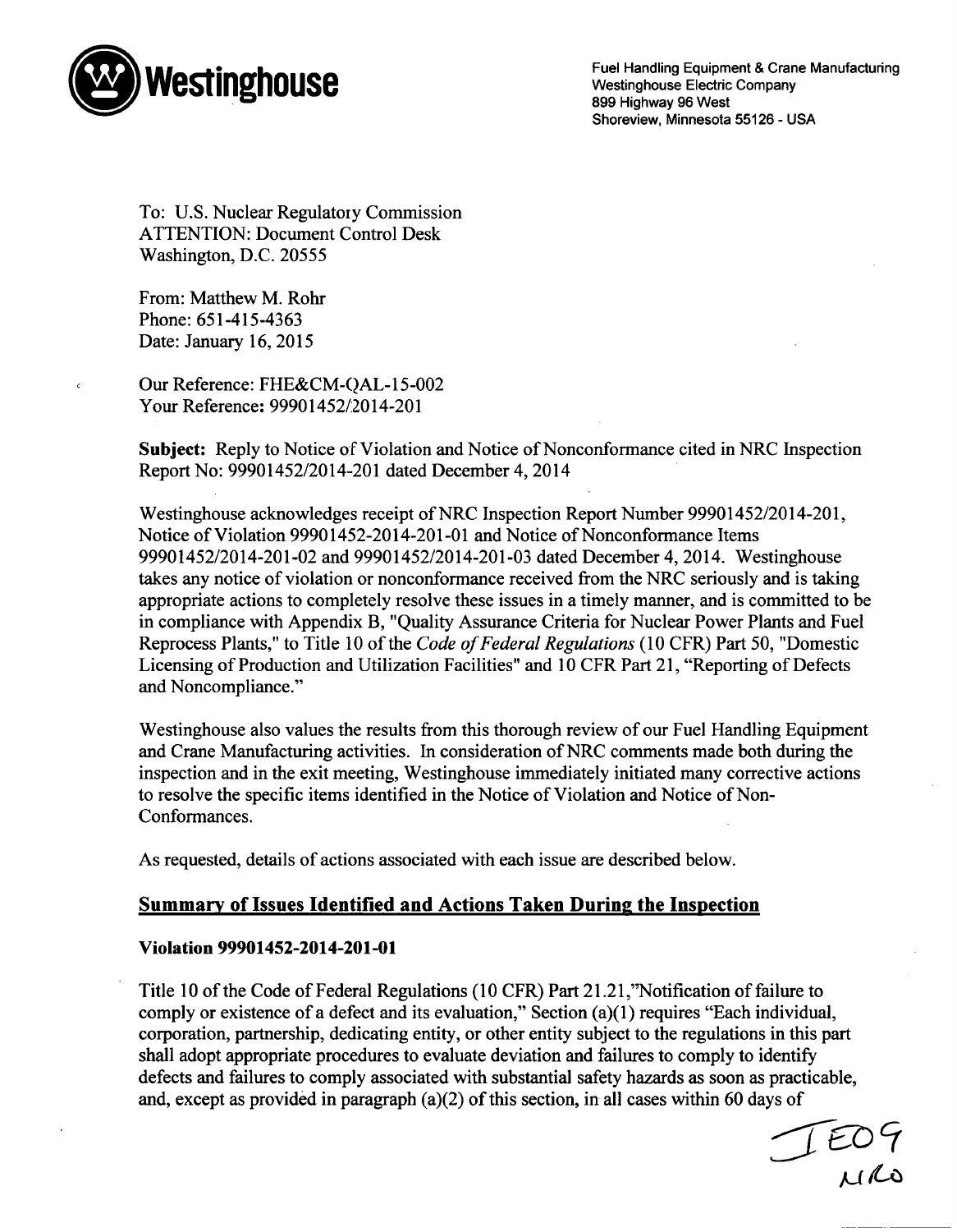Westinghouse

Fuel Handling Equipment & Crane Manufacturing
Westinghouse Electric Company
899 Highway 96 West
Shoreview, Minnesota 55126 - USA

To: U.S. Nuclear Regulatory Commission
ATTENTION: Document Control Desk
Washington, D.C. 20555

From: Matthew M. Rohr
Phone: 651-415-4363
Date: January 16, 2015

Our Reference: FHE&CM-QAL-15-002
Your Reference: 99901452/2014-201

**Subject:** Reply to Notice of Violation and Notice of Nonconformance cited in NRC Inspection Report No: 99901452/2014-201 dated December 4, 2014

Westinghouse acknowledges receipt of NRC Inspection Report Number 99901452/2014-201, Notice of Violation 99901452-2014-201-01 and Notice of Nonconformance Items 99901452/2014-201-02 and 99901452/2014-201-03 dated December 4, 2014. Westinghouse takes any notice of violation or nonconformance received from the NRC seriously and is taking appropriate actions to completely resolve these issues in a timely manner, and is committed to be in compliance with Appendix B, "Quality Assurance Criteria for Nuclear Power Plants and Fuel Reprocess Plants," to Title 10 of the *Code of Federal Regulations* (10 CFR) Part 50, "Domestic Licensing of Production and Utilization Facilities" and 10 CFR Part 21, "Reporting of Defects and Noncompliance."

Westinghouse also values the results from this thorough review of our Fuel Handling Equipment and Crane Manufacturing activities. In consideration of NRC comments made both during the inspection and in the exit meeting, Westinghouse immediately initiated many corrective actions to resolve the specific items identified in the Notice of Violation and Notice of Non-Conformances.

As requested, details of actions associated with each issue are described below.

## Summary of Issues Identified and Actions Taken During the Inspection

### Violation 99901452-2014-201-01

Title 10 of the Code of Federal Regulations (10 CFR) Part 21.21,"Notification of failure to comply or existence of a defect and its evaluation," Section (a)(1) requires "Each individual, corporation, partnership, dedicating entity, or other entity subject to the regulations in this part shall adopt appropriate procedures to evaluate deviation and failures to comply to identify defects and failures to comply associated with substantial safety hazards as soon as practicable, and, except as provided in paragraph (a)(2) of this section, in all cases within 60 days of

IE09
NRO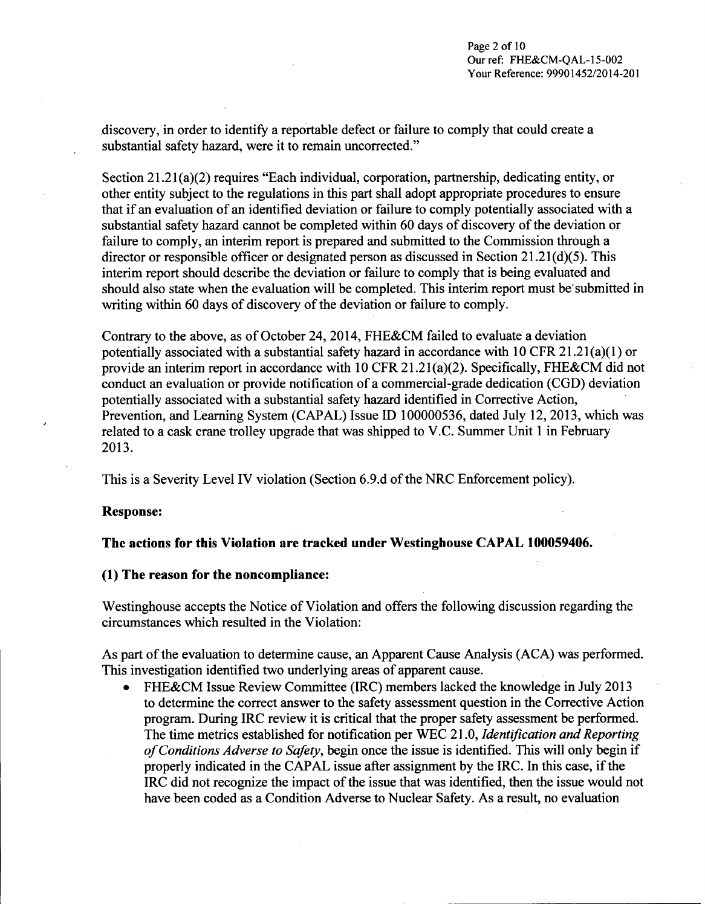discovery, in order to identify a reportable defect or failure to comply that could create a substantial safety hazard, were it to remain uncorrected."

Section 21.21(a)(2) requires "Each individual, corporation, partnership, dedicating entity, or other entity subject to the regulations in this part shall adopt appropriate procedures to ensure that if an evaluation of an identified deviation or failure to comply potentially associated with a substantial safety hazard cannot be completed within 60 days of discovery of the deviation or failure to comply, an interim report is prepared and submitted to the Commission through a director or responsible officer or designated person as discussed in Section 21.21(d)(5). This interim report should describe the deviation or failure to comply that is being evaluated and should also state when the evaluation will be completed. This interim report must be submitted in writing within 60 days of discovery of the deviation or failure to comply.

Contrary to the above, as of October 24, 2014, FHE&CM failed to evaluate a deviation potentially associated with a substantial safety hazard in accordance with 10 CFR 21.21(a)(1) or provide an interim report in accordance with 10 CFR 21.21(a)(2). Specifically, FHE&CM did not conduct an evaluation or provide notification of a commercial-grade dedication (CGD) deviation potentially associated with a substantial safety hazard identified in Corrective Action, Prevention, and Learning System (CAPAL) Issue ID 100000536, dated July 12, 2013, which was related to a cask crane trolley upgrade that was shipped to V.C. Summer Unit 1 in February 2013.

This is a Severity Level IV violation (Section 6.9.d of the NRC Enforcement policy).

**Response:**

**The actions for this Violation are tracked under Westinghouse CAPAL 100059406.**

**(1) The reason for the noncompliance:**

Westinghouse accepts the Notice of Violation and offers the following discussion regarding the circumstances which resulted in the Violation:

As part of the evaluation to determine cause, an Apparent Cause Analysis (ACA) was performed. This investigation identified two underlying areas of apparent cause.

- FHE&CM Issue Review Committee (IRC) members lacked the knowledge in July 2013 to determine the correct answer to the safety assessment question in the Corrective Action program. During IRC review it is critical that the proper safety assessment be performed. The time metrics established for notification per WEC 21.0, *Identification and Reporting of Conditions Adverse to Safety*, begin once the issue is identified. This will only begin if properly indicated in the CAPAL issue after assignment by the IRC. In this case, if the IRC did not recognize the impact of the issue that was identified, then the issue would not have been coded as a Condition Adverse to Nuclear Safety. As a result, no evaluation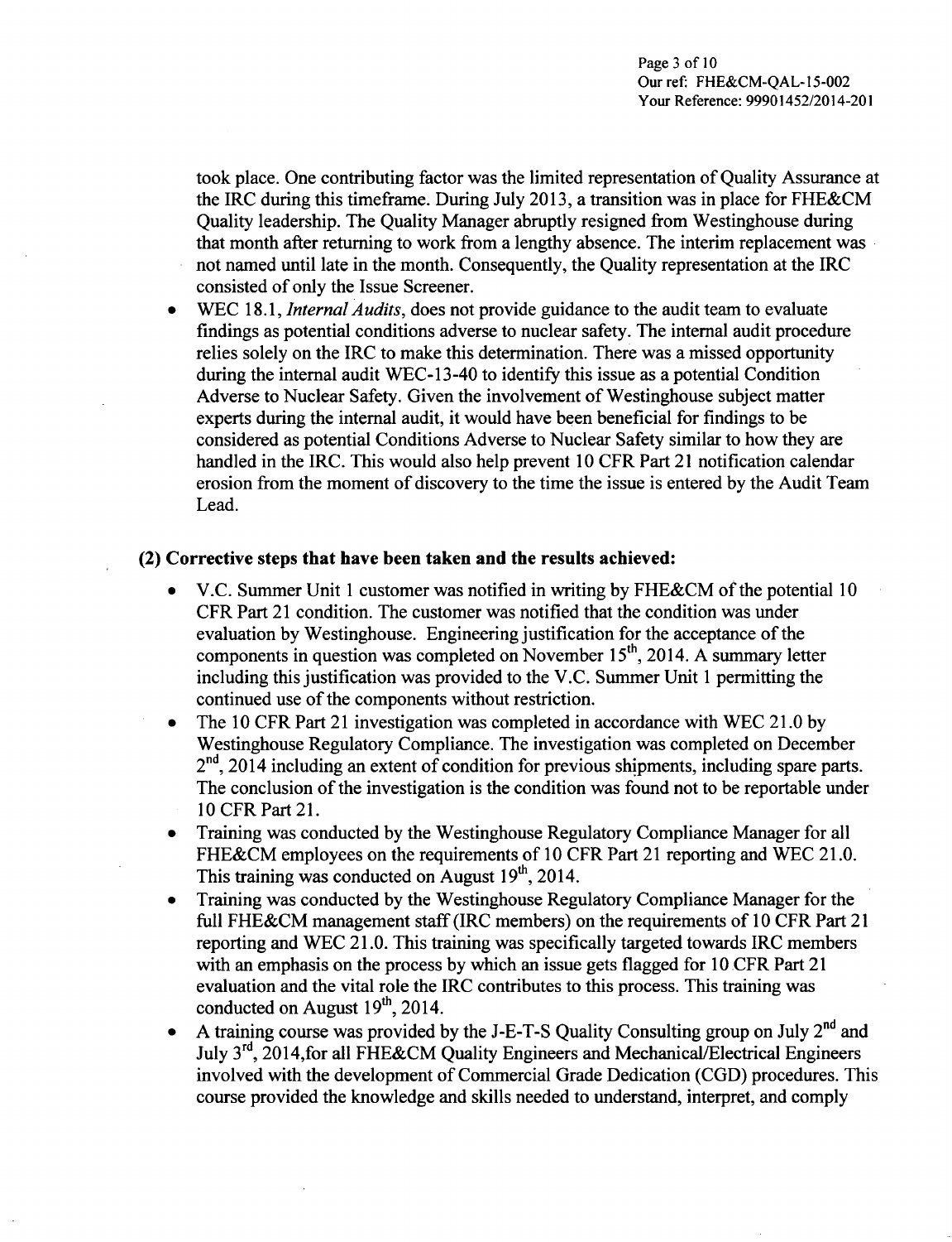took place. One contributing factor was the limited representation of Quality Assurance at the IRC during this timeframe. During July 2013, a transition was in place for FHE&CM Quality leadership. The Quality Manager abruptly resigned from Westinghouse during that month after returning to work from a lengthy absence. The interim replacement was not named until late in the month. Consequently, the Quality representation at the IRC consisted of only the Issue Screener.

- WEC 18.1, *Internal Audits*, does not provide guidance to the audit team to evaluate findings as potential conditions adverse to nuclear safety. The internal audit procedure relies solely on the IRC to make this determination. There was a missed opportunity during the internal audit WEC-13-40 to identify this issue as a potential Condition Adverse to Nuclear Safety. Given the involvement of Westinghouse subject matter experts during the internal audit, it would have been beneficial for findings to be considered as potential Conditions Adverse to Nuclear Safety similar to how they are handled in the IRC. This would also help prevent 10 CFR Part 21 notification calendar erosion from the moment of discovery to the time the issue is entered by the Audit Team Lead.

### (2) Corrective steps that have been taken and the results achieved:

- V.C. Summer Unit 1 customer was notified in writing by FHE&CM of the potential 10 CFR Part 21 condition. The customer was notified that the condition was under evaluation by Westinghouse. Engineering justification for the acceptance of the components in question was completed on November 15th, 2014. A summary letter including this justification was provided to the V.C. Summer Unit 1 permitting the continued use of the components without restriction.
- The 10 CFR Part 21 investigation was completed in accordance with WEC 21.0 by Westinghouse Regulatory Compliance. The investigation was completed on December 2nd, 2014 including an extent of condition for previous shipments, including spare parts. The conclusion of the investigation is the condition was found not to be reportable under 10 CFR Part 21.
- Training was conducted by the Westinghouse Regulatory Compliance Manager for all FHE&CM employees on the requirements of 10 CFR Part 21 reporting and WEC 21.0. This training was conducted on August 19th, 2014.
- Training was conducted by the Westinghouse Regulatory Compliance Manager for the full FHE&CM management staff (IRC members) on the requirements of 10 CFR Part 21 reporting and WEC 21.0. This training was specifically targeted towards IRC members with an emphasis on the process by which an issue gets flagged for 10 CFR Part 21 evaluation and the vital role the IRC contributes to this process. This training was conducted on August 19th, 2014.
- A training course was provided by the J-E-T-S Quality Consulting group on July 2nd and July 3rd, 2014,for all FHE&CM Quality Engineers and Mechanical/Electrical Engineers involved with the development of Commercial Grade Dedication (CGD) procedures. This course provided the knowledge and skills needed to understand, interpret, and comply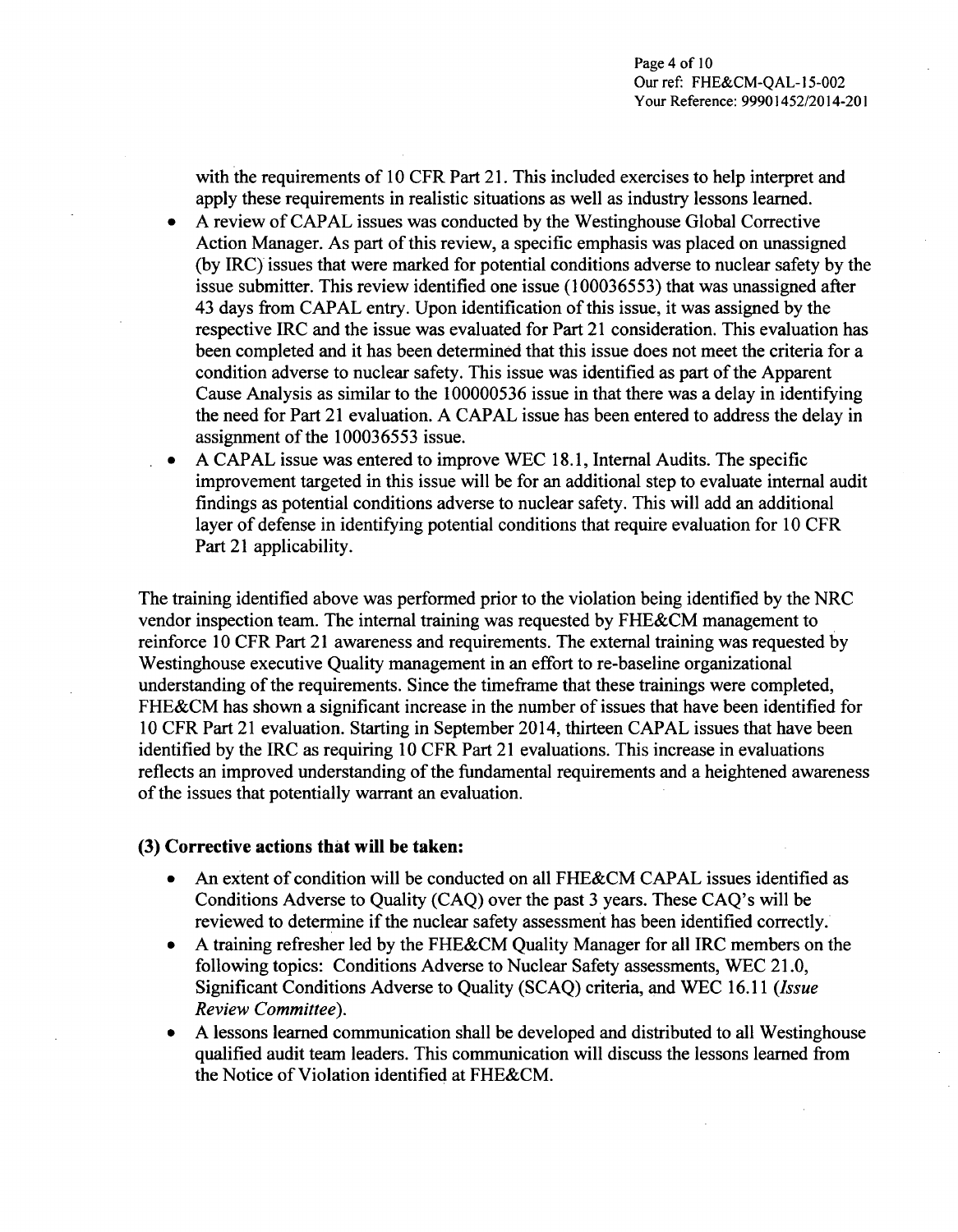with the requirements of 10 CFR Part 21. This included exercises to help interpret and apply these requirements in realistic situations as well as industry lessons learned.

- A review of CAPAL issues was conducted by the Westinghouse Global Corrective Action Manager. As part of this review, a specific emphasis was placed on unassigned (by IRC) issues that were marked for potential conditions adverse to nuclear safety by the issue submitter. This review identified one issue (100036553) that was unassigned after 43 days from CAPAL entry. Upon identification of this issue, it was assigned by the respective IRC and the issue was evaluated for Part 21 consideration. This evaluation has been completed and it has been determined that this issue does not meet the criteria for a condition adverse to nuclear safety. This issue was identified as part of the Apparent Cause Analysis as similar to the 100000536 issue in that there was a delay in identifying the need for Part 21 evaluation. A CAPAL issue has been entered to address the delay in assignment of the 100036553 issue.
- A CAPAL issue was entered to improve WEC 18.1, Internal Audits. The specific improvement targeted in this issue will be for an additional step to evaluate internal audit findings as potential conditions adverse to nuclear safety. This will add an additional layer of defense in identifying potential conditions that require evaluation for 10 CFR Part 21 applicability.

The training identified above was performed prior to the violation being identified by the NRC vendor inspection team. The internal training was requested by FHE&CM management to reinforce 10 CFR Part 21 awareness and requirements. The external training was requested by Westinghouse executive Quality management in an effort to re-baseline organizational understanding of the requirements. Since the timeframe that these trainings were completed, FHE&CM has shown a significant increase in the number of issues that have been identified for 10 CFR Part 21 evaluation. Starting in September 2014, thirteen CAPAL issues that have been identified by the IRC as requiring 10 CFR Part 21 evaluations. This increase in evaluations reflects an improved understanding of the fundamental requirements and a heightened awareness of the issues that potentially warrant an evaluation.

**(3) Corrective actions that will be taken:**

- An extent of condition will be conducted on all FHE&CM CAPAL issues identified as Conditions Adverse to Quality (CAQ) over the past 3 years. These CAQ's will be reviewed to determine if the nuclear safety assessment has been identified correctly.
- A training refresher led by the FHE&CM Quality Manager for all IRC members on the following topics: Conditions Adverse to Nuclear Safety assessments, WEC 21.0, Significant Conditions Adverse to Quality (SCAQ) criteria, and WEC 16.11 (*Issue Review Committee*).
- A lessons learned communication shall be developed and distributed to all Westinghouse qualified audit team leaders. This communication will discuss the lessons learned from the Notice of Violation identified at FHE&CM.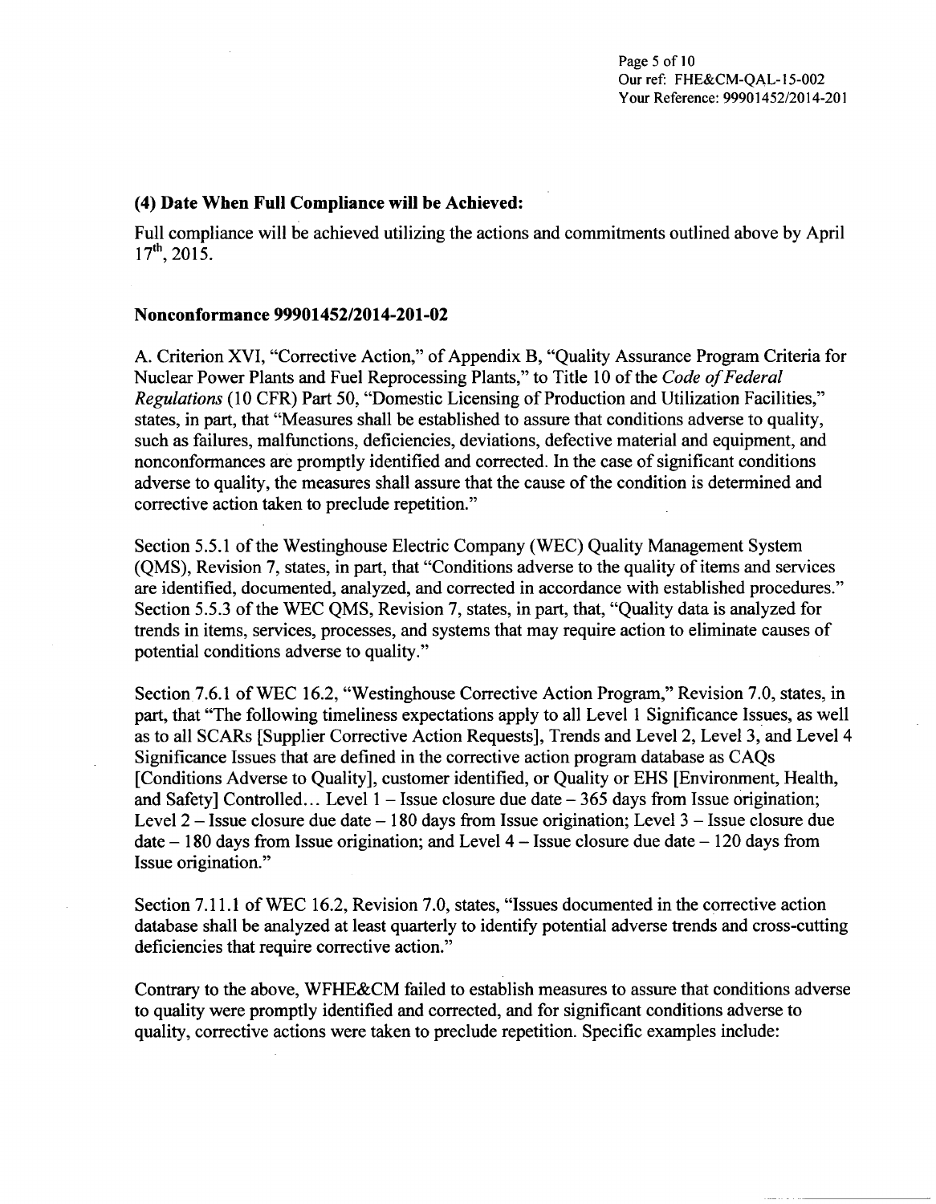### (4) Date When Full Compliance will be Achieved:

Full compliance will be achieved utilizing the actions and commitments outlined above by April 17th, 2015.

### Nonconformance 99901452/2014-201-02

A. Criterion XVI, "Corrective Action," of Appendix B, "Quality Assurance Program Criteria for Nuclear Power Plants and Fuel Reprocessing Plants," to Title 10 of the *Code of Federal Regulations* (10 CFR) Part 50, "Domestic Licensing of Production and Utilization Facilities," states, in part, that "Measures shall be established to assure that conditions adverse to quality, such as failures, malfunctions, deficiencies, deviations, defective material and equipment, and nonconformances are promptly identified and corrected. In the case of significant conditions adverse to quality, the measures shall assure that the cause of the condition is determined and corrective action taken to preclude repetition."

Section 5.5.1 of the Westinghouse Electric Company (WEC) Quality Management System (QMS), Revision 7, states, in part, that "Conditions adverse to the quality of items and services are identified, documented, analyzed, and corrected in accordance with established procedures." Section 5.5.3 of the WEC QMS, Revision 7, states, in part, that, "Quality data is analyzed for trends in items, services, processes, and systems that may require action to eliminate causes of potential conditions adverse to quality."

Section 7.6.1 of WEC 16.2, "Westinghouse Corrective Action Program," Revision 7.0, states, in part, that "The following timeliness expectations apply to all Level 1 Significance Issues, as well as to all SCARs [Supplier Corrective Action Requests], Trends and Level 2, Level 3, and Level 4 Significance Issues that are defined in the corrective action program database as CAQs [Conditions Adverse to Quality], customer identified, or Quality or EHS [Environment, Health, and Safety] Controlled… Level 1 – Issue closure due date – 365 days from Issue origination; Level 2 – Issue closure due date – 180 days from Issue origination; Level 3 – Issue closure due date – 180 days from Issue origination; and Level 4 – Issue closure due date – 120 days from Issue origination."

Section 7.11.1 of WEC 16.2, Revision 7.0, states, "Issues documented in the corrective action database shall be analyzed at least quarterly to identify potential adverse trends and cross-cutting deficiencies that require corrective action."

Contrary to the above, WFHE&CM failed to establish measures to assure that conditions adverse to quality were promptly identified and corrected, and for significant conditions adverse to quality, corrective actions were taken to preclude repetition. Specific examples include: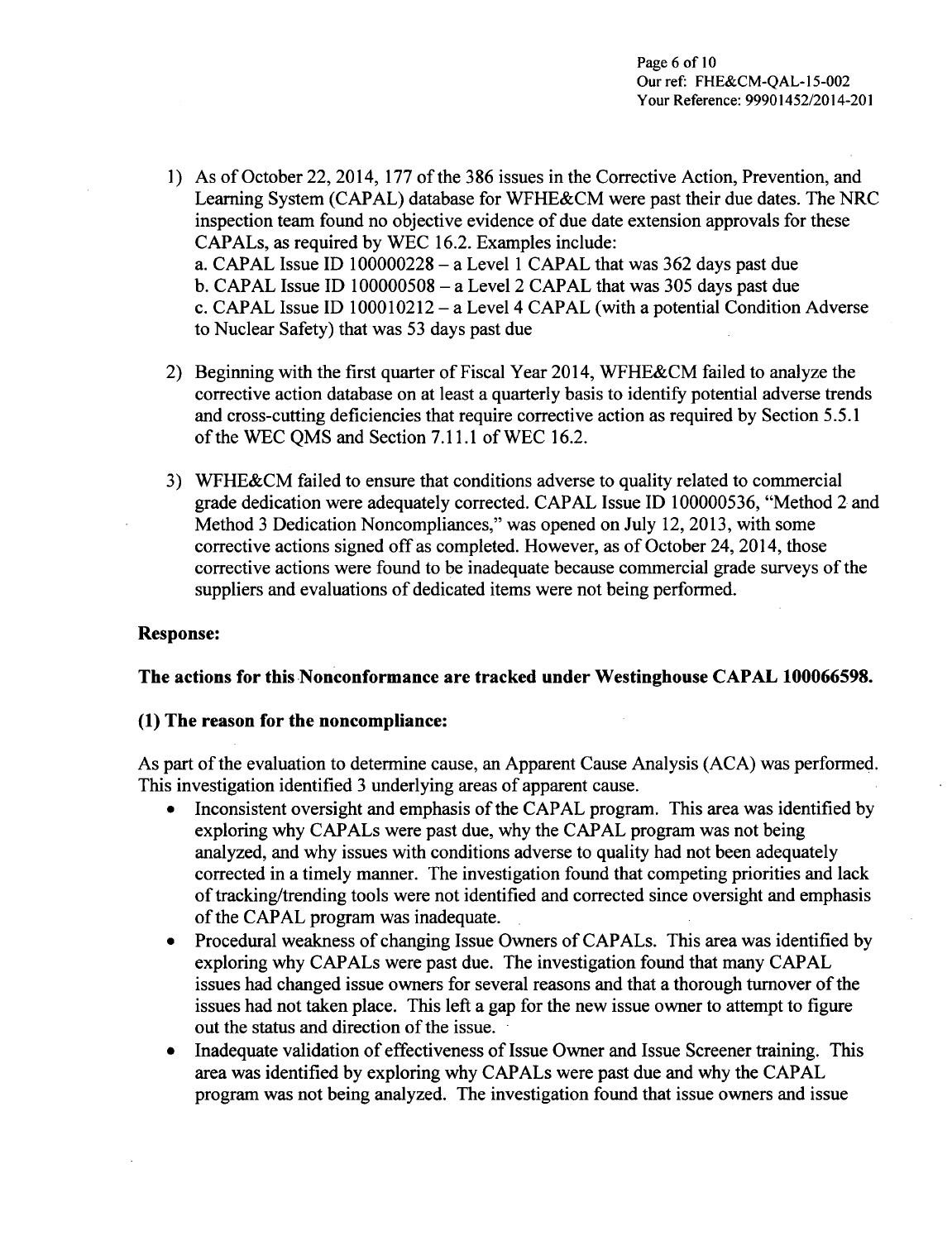1) As of October 22, 2014, 177 of the 386 issues in the Corrective Action, Prevention, and Learning System (CAPAL) database for WFHE&CM were past their due dates. The NRC inspection team found no objective evidence of due date extension approvals for these CAPALs, as required by WEC 16.2. Examples include:
   a. CAPAL Issue ID 100000228 – a Level 1 CAPAL that was 362 days past due
   b. CAPAL Issue ID 100000508 – a Level 2 CAPAL that was 305 days past due
   c. CAPAL Issue ID 100010212 – a Level 4 CAPAL (with a potential Condition Adverse to Nuclear Safety) that was 53 days past due

2) Beginning with the first quarter of Fiscal Year 2014, WFHE&CM failed to analyze the corrective action database on at least a quarterly basis to identify potential adverse trends and cross-cutting deficiencies that require corrective action as required by Section 5.5.1 of the WEC QMS and Section 7.11.1 of WEC 16.2.

3) WFHE&CM failed to ensure that conditions adverse to quality related to commercial grade dedication were adequately corrected. CAPAL Issue ID 100000536, "Method 2 and Method 3 Dedication Noncompliances," was opened on July 12, 2013, with some corrective actions signed off as completed. However, as of October 24, 2014, those corrective actions were found to be inadequate because commercial grade surveys of the suppliers and evaluations of dedicated items were not being performed.

**Response:**

**The actions for this Nonconformance are tracked under Westinghouse CAPAL 100066598.**

**(1) The reason for the noncompliance:**

As part of the evaluation to determine cause, an Apparent Cause Analysis (ACA) was performed. This investigation identified 3 underlying areas of apparent cause.

- Inconsistent oversight and emphasis of the CAPAL program. This area was identified by exploring why CAPALs were past due, why the CAPAL program was not being analyzed, and why issues with conditions adverse to quality had not been adequately corrected in a timely manner. The investigation found that competing priorities and lack of tracking/trending tools were not identified and corrected since oversight and emphasis of the CAPAL program was inadequate.
- Procedural weakness of changing Issue Owners of CAPALs. This area was identified by exploring why CAPALs were past due. The investigation found that many CAPAL issues had changed issue owners for several reasons and that a thorough turnover of the issues had not taken place. This left a gap for the new issue owner to attempt to figure out the status and direction of the issue.
- Inadequate validation of effectiveness of Issue Owner and Issue Screener training. This area was identified by exploring why CAPALs were past due and why the CAPAL program was not being analyzed. The investigation found that issue owners and issue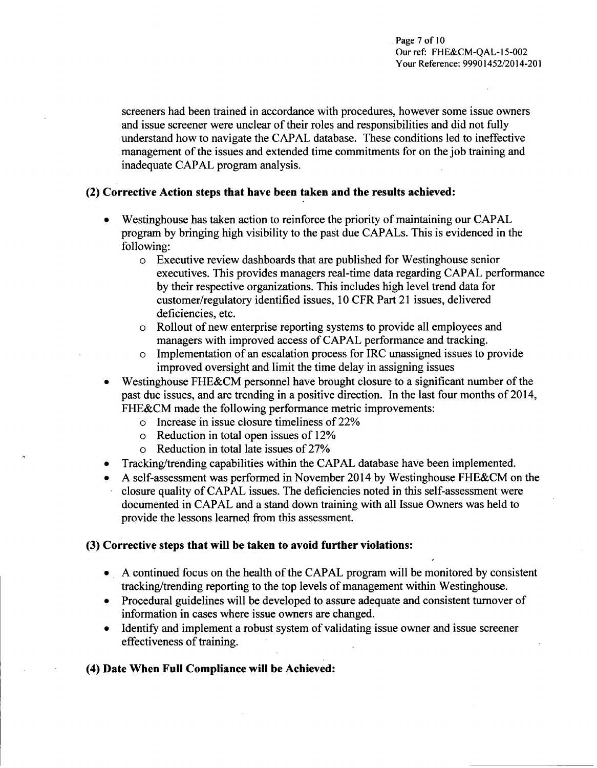screeners had been trained in accordance with procedures, however some issue owners and issue screener were unclear of their roles and responsibilities and did not fully understand how to navigate the CAPAL database. These conditions led to ineffective management of the issues and extended time commitments for on the job training and inadequate CAPAL program analysis.

### (2) Corrective Action steps that have been taken and the results achieved:

- Westinghouse has taken action to reinforce the priority of maintaining our CAPAL program by bringing high visibility to the past due CAPALs. This is evidenced in the following:
  - Executive review dashboards that are published for Westinghouse senior executives. This provides managers real-time data regarding CAPAL performance by their respective organizations. This includes high level trend data for customer/regulatory identified issues, 10 CFR Part 21 issues, delivered deficiencies, etc.
  - Rollout of new enterprise reporting systems to provide all employees and managers with improved access of CAPAL performance and tracking.
  - Implementation of an escalation process for IRC unassigned issues to provide improved oversight and limit the time delay in assigning issues
- Westinghouse FHE&CM personnel have brought closure to a significant number of the past due issues, and are trending in a positive direction. In the last four months of 2014, FHE&CM made the following performance metric improvements:
  - Increase in issue closure timeliness of 22%
  - Reduction in total open issues of 12%
  - Reduction in total late issues of 27%
- Tracking/trending capabilities within the CAPAL database have been implemented.
- A self-assessment was performed in November 2014 by Westinghouse FHE&CM on the closure quality of CAPAL issues. The deficiencies noted in this self-assessment were documented in CAPAL and a stand down training with all Issue Owners was held to provide the lessons learned from this assessment.

### (3) Corrective steps that will be taken to avoid further violations:

- A continued focus on the health of the CAPAL program will be monitored by consistent tracking/trending reporting to the top levels of management within Westinghouse.
- Procedural guidelines will be developed to assure adequate and consistent turnover of information in cases where issue owners are changed.
- Identify and implement a robust system of validating issue owner and issue screener effectiveness of training.

### (4) Date When Full Compliance will be Achieved: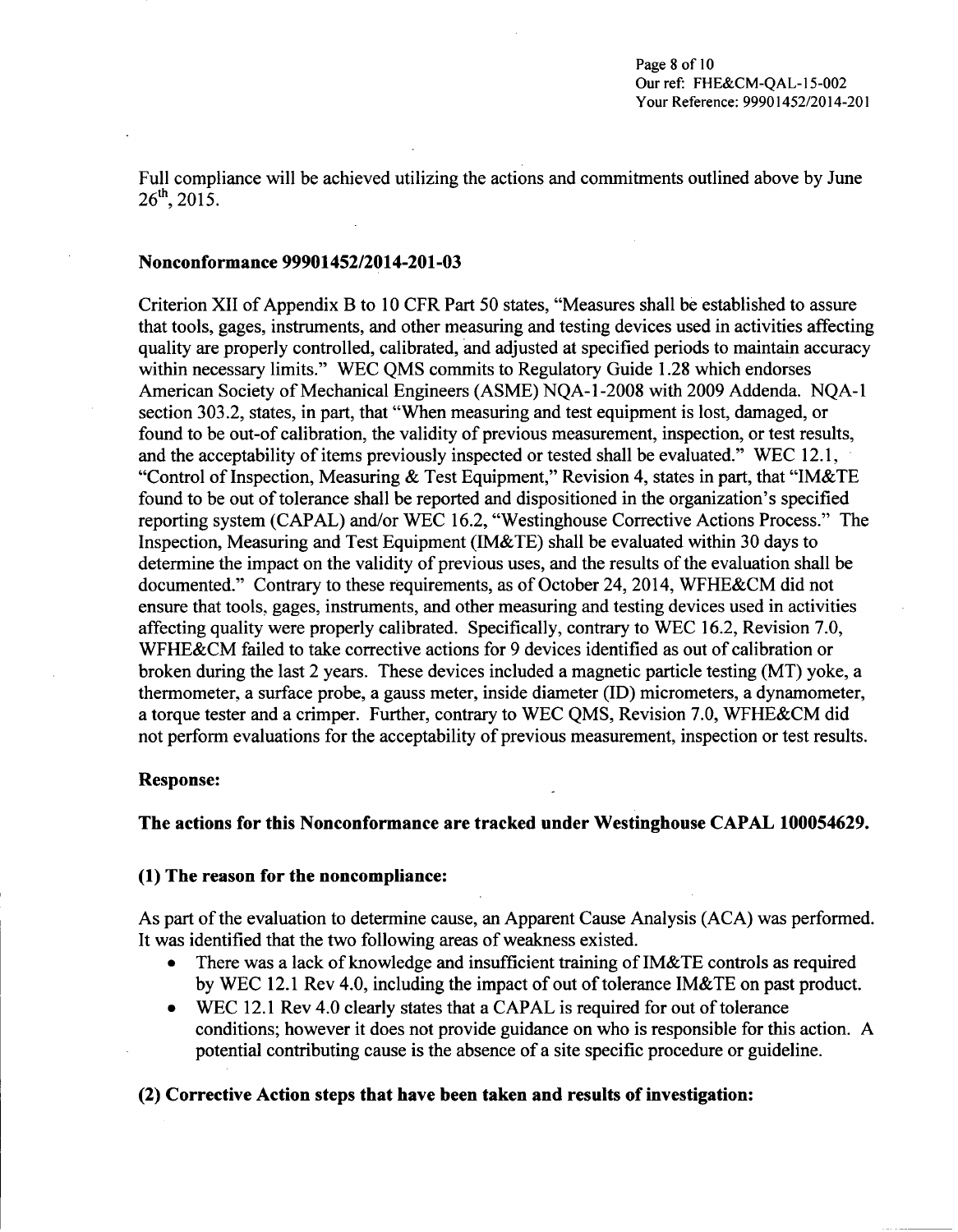Full compliance will be achieved utilizing the actions and commitments outlined above by June 26th, 2015.

## Nonconformance 99901452/2014-201-03

Criterion XII of Appendix B to 10 CFR Part 50 states, "Measures shall be established to assure that tools, gages, instruments, and other measuring and testing devices used in activities affecting quality are properly controlled, calibrated, and adjusted at specified periods to maintain accuracy within necessary limits." WEC QMS commits to Regulatory Guide 1.28 which endorses American Society of Mechanical Engineers (ASME) NQA-1-2008 with 2009 Addenda. NQA-1 section 303.2, states, in part, that "When measuring and test equipment is lost, damaged, or found to be out-of calibration, the validity of previous measurement, inspection, or test results, and the acceptability of items previously inspected or tested shall be evaluated." WEC 12.1, "Control of Inspection, Measuring & Test Equipment," Revision 4, states in part, that "IM&TE found to be out of tolerance shall be reported and dispositioned in the organization's specified reporting system (CAPAL) and/or WEC 16.2, "Westinghouse Corrective Actions Process." The Inspection, Measuring and Test Equipment (IM&TE) shall be evaluated within 30 days to determine the impact on the validity of previous uses, and the results of the evaluation shall be documented." Contrary to these requirements, as of October 24, 2014, WFHE&CM did not ensure that tools, gages, instruments, and other measuring and testing devices used in activities affecting quality were properly calibrated. Specifically, contrary to WEC 16.2, Revision 7.0, WFHE&CM failed to take corrective actions for 9 devices identified as out of calibration or broken during the last 2 years. These devices included a magnetic particle testing (MT) yoke, a thermometer, a surface probe, a gauss meter, inside diameter (ID) micrometers, a dynamometer, a torque tester and a crimper. Further, contrary to WEC QMS, Revision 7.0, WFHE&CM did not perform evaluations for the acceptability of previous measurement, inspection or test results.

**Response:**

**The actions for this Nonconformance are tracked under Westinghouse CAPAL 100054629.**

**(1) The reason for the noncompliance:**

As part of the evaluation to determine cause, an Apparent Cause Analysis (ACA) was performed. It was identified that the two following areas of weakness existed.

- There was a lack of knowledge and insufficient training of IM&TE controls as required by WEC 12.1 Rev 4.0, including the impact of out of tolerance IM&TE on past product.
- WEC 12.1 Rev 4.0 clearly states that a CAPAL is required for out of tolerance conditions; however it does not provide guidance on who is responsible for this action. A potential contributing cause is the absence of a site specific procedure or guideline.

**(2) Corrective Action steps that have been taken and results of investigation:**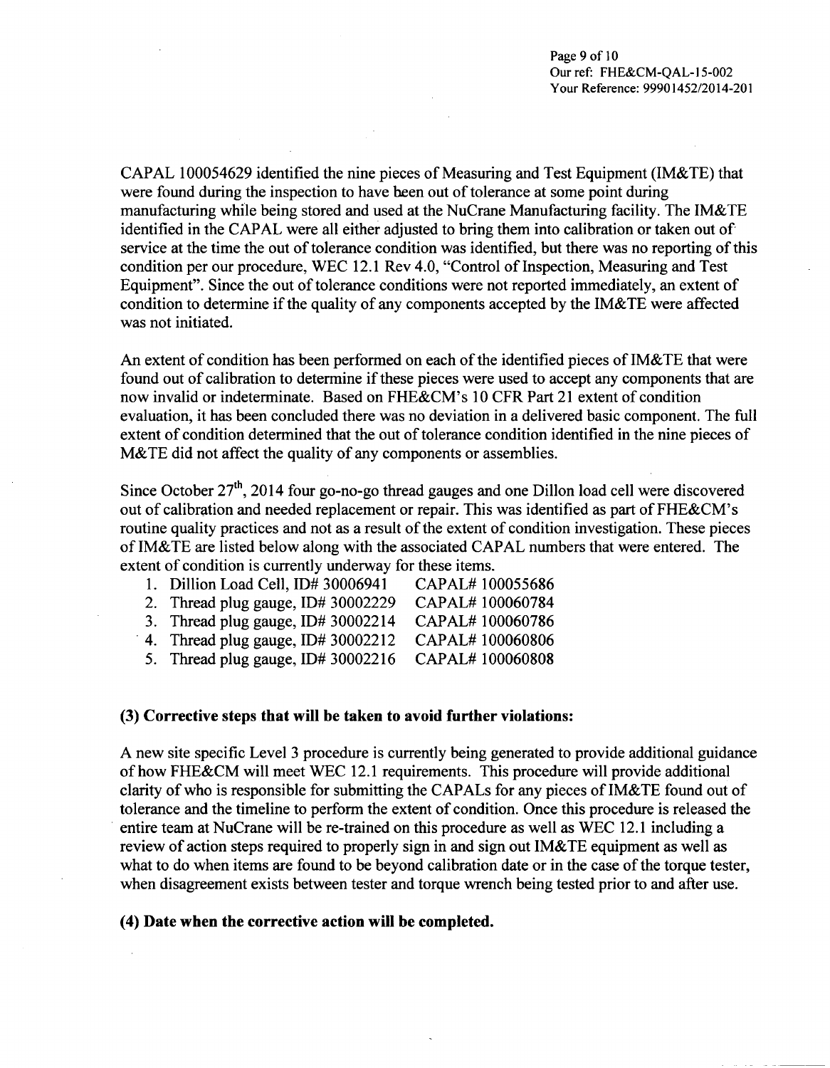CAPAL 100054629 identified the nine pieces of Measuring and Test Equipment (IM&TE) that were found during the inspection to have been out of tolerance at some point during manufacturing while being stored and used at the NuCrane Manufacturing facility. The IM&TE identified in the CAPAL were all either adjusted to bring them into calibration or taken out of service at the time the out of tolerance condition was identified, but there was no reporting of this condition per our procedure, WEC 12.1 Rev 4.0, "Control of Inspection, Measuring and Test Equipment". Since the out of tolerance conditions were not reported immediately, an extent of condition to determine if the quality of any components accepted by the IM&TE were affected was not initiated.

An extent of condition has been performed on each of the identified pieces of IM&TE that were found out of calibration to determine if these pieces were used to accept any components that are now invalid or indeterminate. Based on FHE&CM's 10 CFR Part 21 extent of condition evaluation, it has been concluded there was no deviation in a delivered basic component. The full extent of condition determined that the out of tolerance condition identified in the nine pieces of M&TE did not affect the quality of any components or assemblies.

Since October 27th, 2014 four go-no-go thread gauges and one Dillon load cell were discovered out of calibration and needed replacement or repair. This was identified as part of FHE&CM's routine quality practices and not as a result of the extent of condition investigation. These pieces of IM&TE are listed below along with the associated CAPAL numbers that were entered. The extent of condition is currently underway for these items.

1. Dillion Load Cell, ID# 30006941 CAPAL# 100055686
2. Thread plug gauge, ID# 30002229 CAPAL# 100060784
3. Thread plug gauge, ID# 30002214 CAPAL# 100060786
4. Thread plug gauge, ID# 30002212 CAPAL# 100060806
5. Thread plug gauge, ID# 30002216 CAPAL# 100060808

**(3) Corrective steps that will be taken to avoid further violations:**

A new site specific Level 3 procedure is currently being generated to provide additional guidance of how FHE&CM will meet WEC 12.1 requirements. This procedure will provide additional clarity of who is responsible for submitting the CAPALs for any pieces of IM&TE found out of tolerance and the timeline to perform the extent of condition. Once this procedure is released the entire team at NuCrane will be re-trained on this procedure as well as WEC 12.1 including a review of action steps required to properly sign in and sign out IM&TE equipment as well as what to do when items are found to be beyond calibration date or in the case of the torque tester, when disagreement exists between tester and torque wrench being tested prior to and after use.

**(4) Date when the corrective action will be completed.**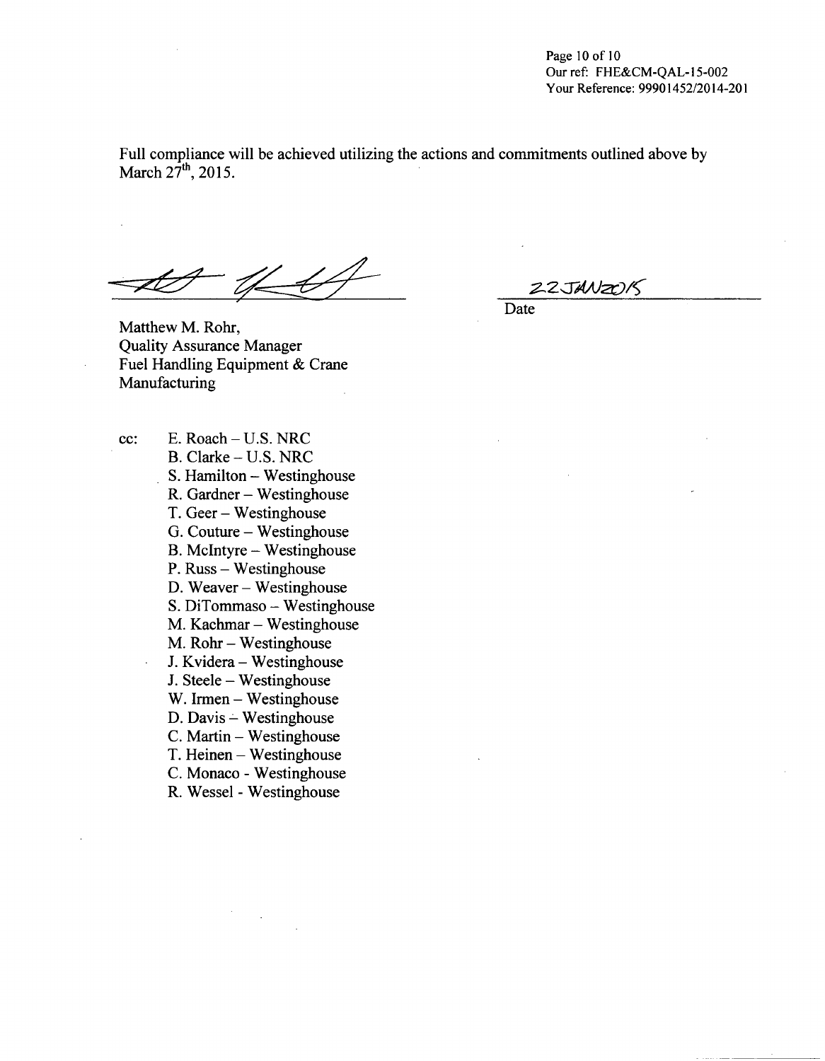Full compliance will be achieved utilizing the actions and commitments outlined above by March 27th, 2015.

22JAN2015

Date

Matthew M. Rohr,
Quality Assurance Manager
Fuel Handling Equipment & Crane
Manufacturing

cc: E. Roach – U.S. NRC
B. Clarke – U.S. NRC
S. Hamilton – Westinghouse
R. Gardner – Westinghouse
T. Geer – Westinghouse
G. Couture – Westinghouse
B. McIntyre – Westinghouse
P. Russ – Westinghouse
D. Weaver – Westinghouse
S. DiTommaso – Westinghouse
M. Kachmar – Westinghouse
M. Rohr – Westinghouse
J. Kvidera – Westinghouse
J. Steele – Westinghouse
W. Irmen – Westinghouse
D. Davis – Westinghouse
C. Martin – Westinghouse
T. Heinen – Westinghouse
C. Monaco - Westinghouse
R. Wessel - Westinghouse